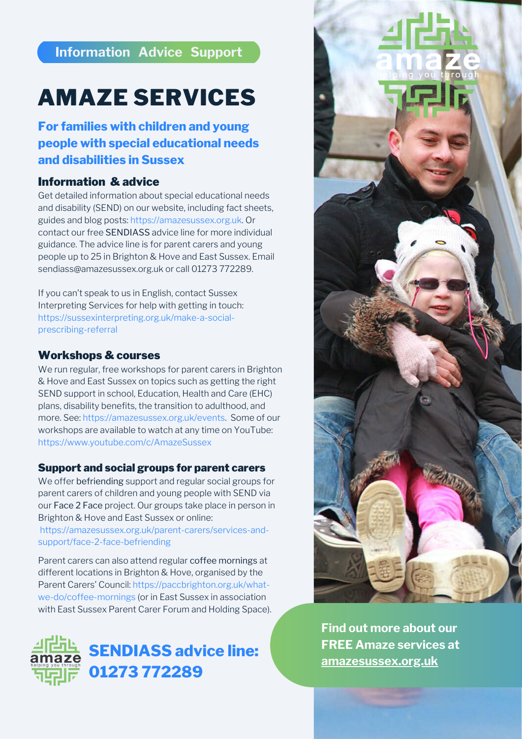Information Advice Support

# AMAZE SERVICES

## For families with children and young people with special educational needs and disabilities in Sussex

### Information & advice

Get detailed information about special educational needs and disability (SEND) on our website, including fact sheets, guides and blog posts: https://amazesussex.org.uk. Or contact our free SENDIASS advice line for more individual guidance. The advice line is for parent carers and young people up to 25 in Brighton & Hove and East Sussex. Email sendiass@amazesussex.org.uk or call 01273 772289.

If you can't speak to us in English, contact Sussex Interpreting Services for help with getting in touch: https://sussexinterpreting.org.uk/make-a-social-prescribing-referral

### Workshops & courses

We run regular, free workshops for parent carers in Brighton & Hove and East Sussex on topics such as getting the right SEND support in school, Education, Health and Care (EHC) plans, disability benefits, the transition to adulthood, and more. See: https://amazesussex.org.uk/events. Some of our workshops are available to watch at any time on YouTube: https://www.youtube.com/c/AmazeSussex

### Support and social groups for parent carers

We offer befriending support and regular social groups for parent carers of children and young people with SEND via our Face 2 Face project. Our groups take place in person in Brighton & Hove and East Sussex or online: https://amazesussex.org.uk/parent-carers/services-and-support/face-2-face-befriending

Parent carers can also attend regular coffee mornings at different locations in Brighton & Hove, organised by the Parent Carers' Council: https://paccbrighton.org.uk/what-we-do/coffee-mornings (or in East Sussex in association with East Sussex Parent Carer Forum and Holding Space).

**SENDIASS advice line: 01273 772289**

**Find out more about our FREE Amaze services at amazesussex.org.uk**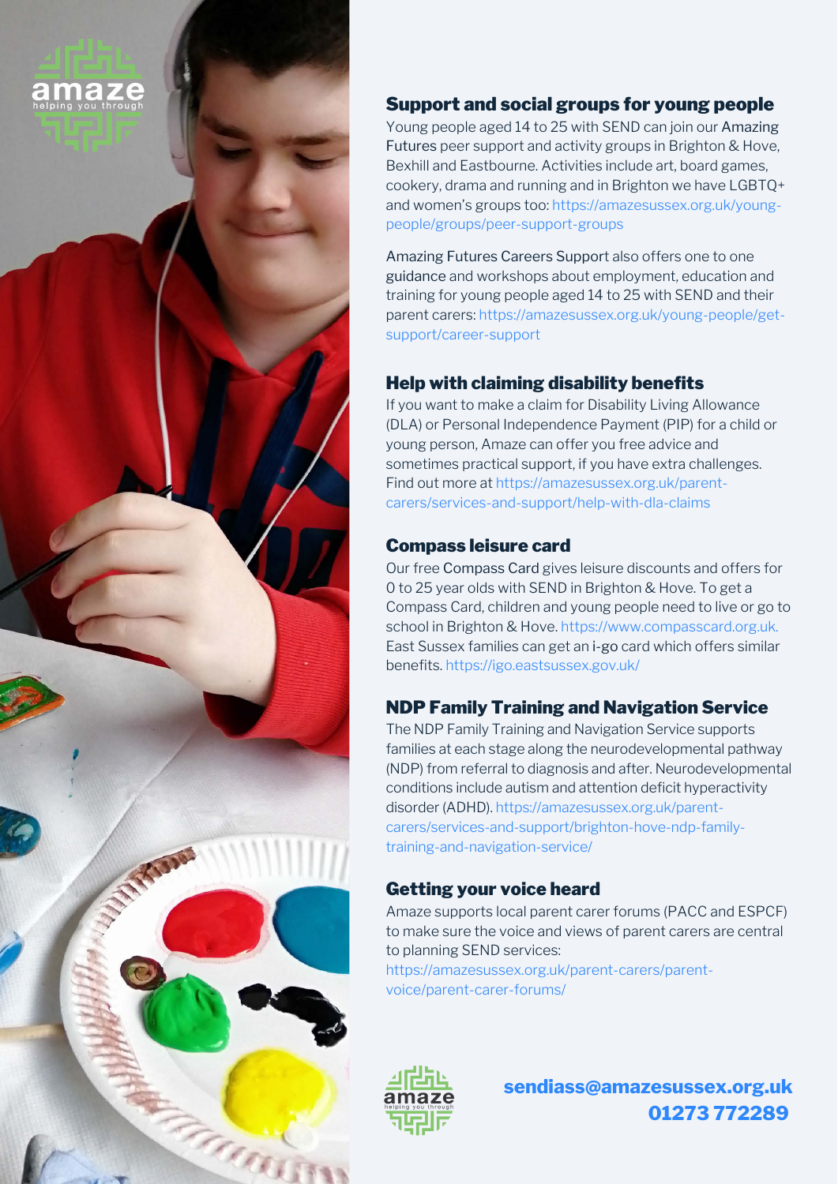## Support and social groups for young people

Young people aged 14 to 25 with SEND can join our Amazing Futures peer support and activity groups in Brighton & Hove, Bexhill and Eastbourne. Activities include art, board games, cookery, drama and running and in Brighton we have LGBTQ+ and women's groups too: https://amazesussex.org.uk/young-people/groups/peer-support-groups

Amazing Futures Careers Support also offers one to one guidance and workshops about employment, education and training for young people aged 14 to 25 with SEND and their parent carers: https://amazesussex.org.uk/young-people/get-support/career-support

## Help with claiming disability benefits

If you want to make a claim for Disability Living Allowance (DLA) or Personal Independence Payment (PIP) for a child or young person, Amaze can offer you free advice and sometimes practical support, if you have extra challenges. Find out more at https://amazesussex.org.uk/parent-carers/services-and-support/help-with-dla-claims

## Compass leisure card

Our free Compass Card gives leisure discounts and offers for 0 to 25 year olds with SEND in Brighton & Hove. To get a Compass Card, children and young people need to live or go to school in Brighton & Hove. https://www.compasscard.org.uk. East Sussex families can get an i-go card which offers similar benefits. https://igo.eastsussex.gov.uk/

## NDP Family Training and Navigation Service

The NDP Family Training and Navigation Service supports families at each stage along the neurodevelopmental pathway (NDP) from referral to diagnosis and after. Neurodevelopmental conditions include autism and attention deficit hyperactivity disorder (ADHD). https://amazesussex.org.uk/parent-carers/services-and-support/brighton-hove-ndp-family-training-and-navigation-service/

## Getting your voice heard

Amaze supports local parent carer forums (PACC and ESPCF) to make sure the voice and views of parent carers are central to planning SEND services: https://amazesussex.org.uk/parent-carers/parent-voice/parent-carer-forums/

**sendiass@amazesussex.org.uk**
**01273 772289**